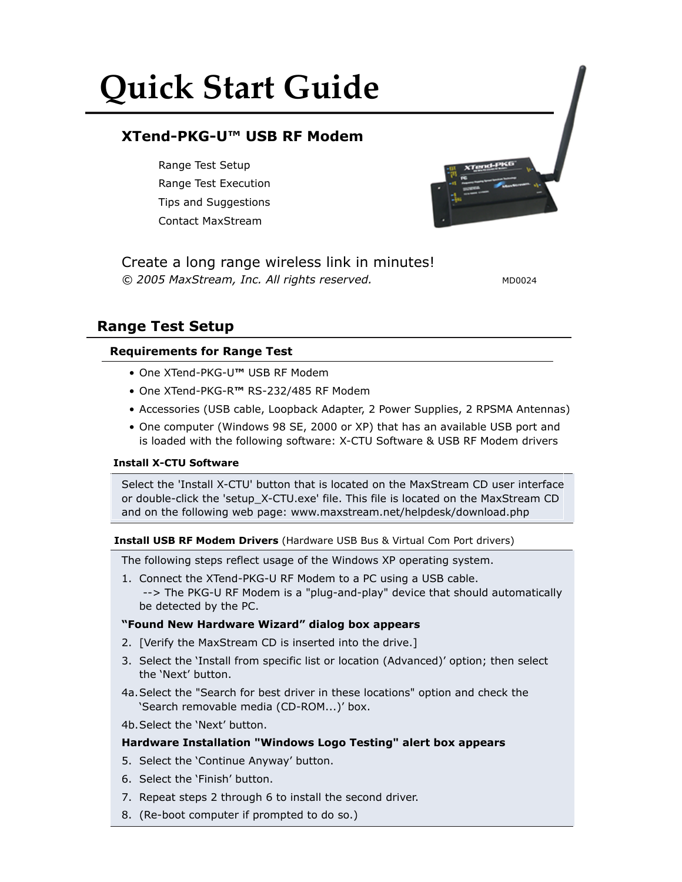# Quick Start Guide

## XTend-PKG-U™ USB RF Modem

Range Test Setup

Range Test Execution

Tips and Suggestions

Contact MaxStream

Create a long range wireless link in minutes!

*© 2005 MaxStream, Inc. All rights reserved.*

MD0024

## Range Test Setup

### Requirements for Range Test

- One XTend-PKG-U™ USB RF Modem
- One XTend-PKG-R™ RS-232/485 RF Modem
- Accessories (USB cable, Loopback Adapter, 2 Power Supplies, 2 RPSMA Antennas)
- One computer (Windows 98 SE, 2000 or XP) that has an available USB port and is loaded with the following software: X-CTU Software & USB RF Modem drivers

#### Install X-CTU Software

Select the 'Install X-CTU' button that is located on the MaxStream CD user interface or double-click the 'setup_X-CTU.exe' file. This file is located on the MaxStream CD and on the following web page: www.maxstream.net/helpdesk/download.php

#### Install USB RF Modem Drivers (Hardware USB Bus & Virtual Com Port drivers)

The following steps reflect usage of the Windows XP operating system.

1. Connect the XTend-PKG-U RF Modem to a PC using a USB cable.
   --> The PKG-U RF Modem is a "plug-and-play" device that should automatically be detected by the PC.

**"Found New Hardware Wizard" dialog box appears**

2. [Verify the MaxStream CD is inserted into the drive.]
3. Select the 'Install from specific list or location (Advanced)' option; then select the 'Next' button.

4a. Select the "Search for best driver in these locations" option and check the 'Search removable media (CD-ROM...)' box.

4b. Select the 'Next' button.

**Hardware Installation "Windows Logo Testing" alert box appears**

5. Select the 'Continue Anyway' button.
6. Select the 'Finish' button.
7. Repeat steps 2 through 6 to install the second driver.
8. (Re-boot computer if prompted to do so.)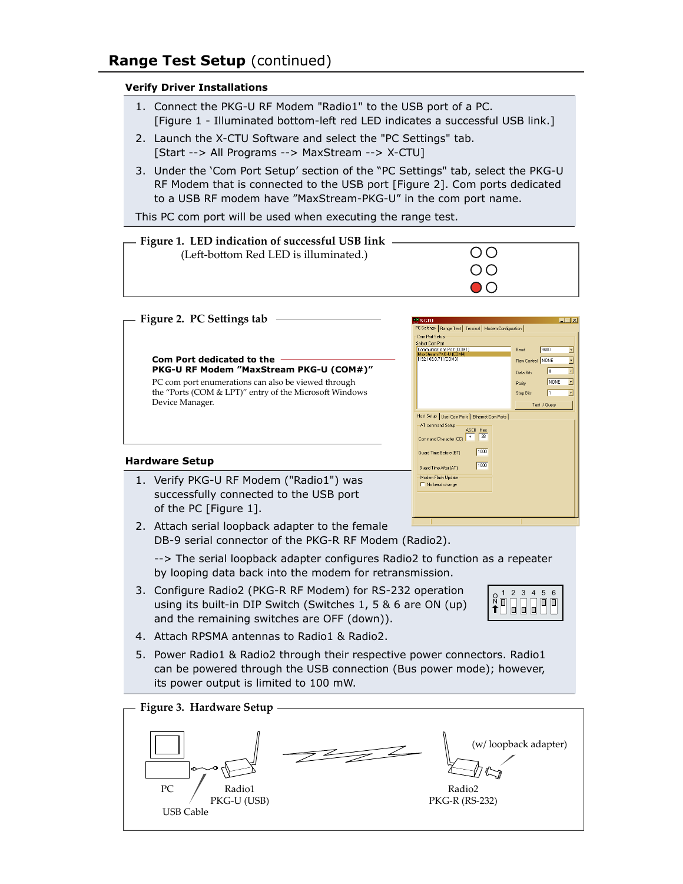## Range Test Setup (continued)

### Verify Driver Installations

1. Connect the PKG-U RF Modem "Radio1" to the USB port of a PC.
   [Figure 1 - Illuminated bottom-left red LED indicates a successful USB link.]
2. Launch the X-CTU Software and select the "PC Settings" tab.
   [Start --> All Programs --> MaxStream --> X-CTU]
3. Under the 'Com Port Setup' section of the "PC Settings" tab, select the PKG-U RF Modem that is connected to the USB port [Figure 2]. Com ports dedicated to a USB RF modem have "MaxStream-PKG-U" in the com port name.

This PC com port will be used when executing the range test.

**Figure 1. LED indication of successful USB link**

(Left-bottom Red LED is illuminated.)

**Figure 2. PC Settings tab**

**Com Port dedicated to the PKG-U RF Modem "MaxStream PKG-U (COM#)"**

PC com port enumerations can also be viewed through the "Ports (COM & LPT)" entry of the Microsoft Windows Device Manager.

### Hardware Setup

1. Verify PKG-U RF Modem ("Radio1") was successfully connected to the USB port of the PC [Figure 1].
2. Attach serial loopback adapter to the female DB-9 serial connector of the PKG-R RF Modem (Radio2).

   --> The serial loopback adapter configures Radio2 to function as a repeater by looping data back into the modem for retransmission.
3. Configure Radio2 (PKG-R RF Modem) for RS-232 operation using its built-in DIP Switch (Switches 1, 5 & 6 are ON (up) and the remaining switches are OFF (down)).
4. Attach RPSMA antennas to Radio1 & Radio2.
5. Power Radio1 & Radio2 through their respective power connectors. Radio1 can be powered through the USB connection (Bus power mode); however, its power output is limited to 100 mW.

**Figure 3. Hardware Setup**

PC — USB Cable — Radio1 PKG-U (USB) — Radio2 PKG-R (RS-232) (w/ loopback adapter)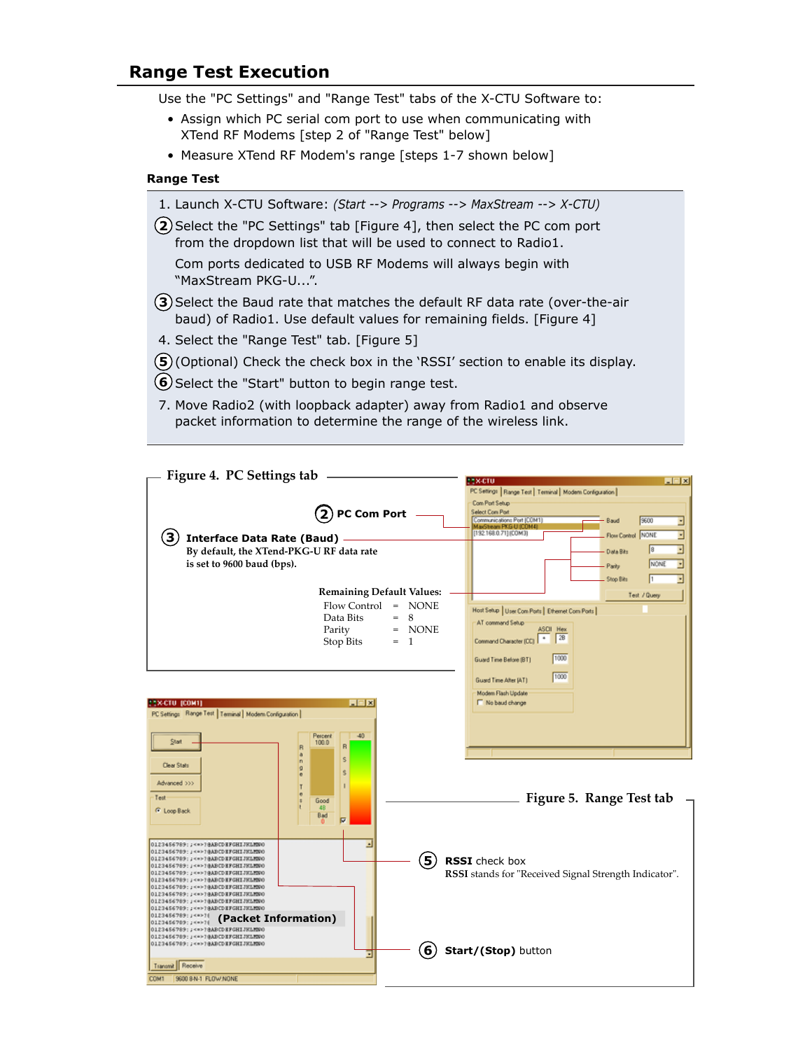## Range Test Execution

Use the "PC Settings" and "Range Test" tabs of the X-CTU Software to:

- Assign which PC serial com port to use when communicating with XTend RF Modems [step 2 of "Range Test" below]
- Measure XTend RF Modem's range [steps 1-7 shown below]

### Range Test

1. Launch X-CTU Software: *(Start --> Programs --> MaxStream --> X-CTU)*
2. Select the "PC Settings" tab [Figure 4], then select the PC com port from the dropdown list that will be used to connect to Radio1.

   Com ports dedicated to USB RF Modems will always begin with "MaxStream PKG-U...".
3. Select the Baud rate that matches the default RF data rate (over-the-air baud) of Radio1. Use default values for remaining fields. [Figure 4]
4. Select the "Range Test" tab. [Figure 5]
5. (Optional) Check the check box in the 'RSSI' section to enable its display.
6. Select the "Start" button to begin range test.
7. Move Radio2 (with loopback adapter) away from Radio1 and observe packet information to determine the range of the wireless link.

**Figure 4. PC Settings tab**

② **PC Com Port**

③ **Interface Data Rate (Baud)**
By default, the XTend-PKG-U RF data rate is set to 9600 baud (bps).

**Remaining Default Values:**

| | | |
|---|---|---|
| Flow Control | = | NONE |
| Data Bits | = | 8 |
| Parity | = | NONE |
| Stop Bits | = | 1 |

**Figure 5. Range Test tab**

⑤ **RSSI** check box
RSSI stands for "Received Signal Strength Indicator".

⑥ **Start/(Stop)** button

**(Packet Information)**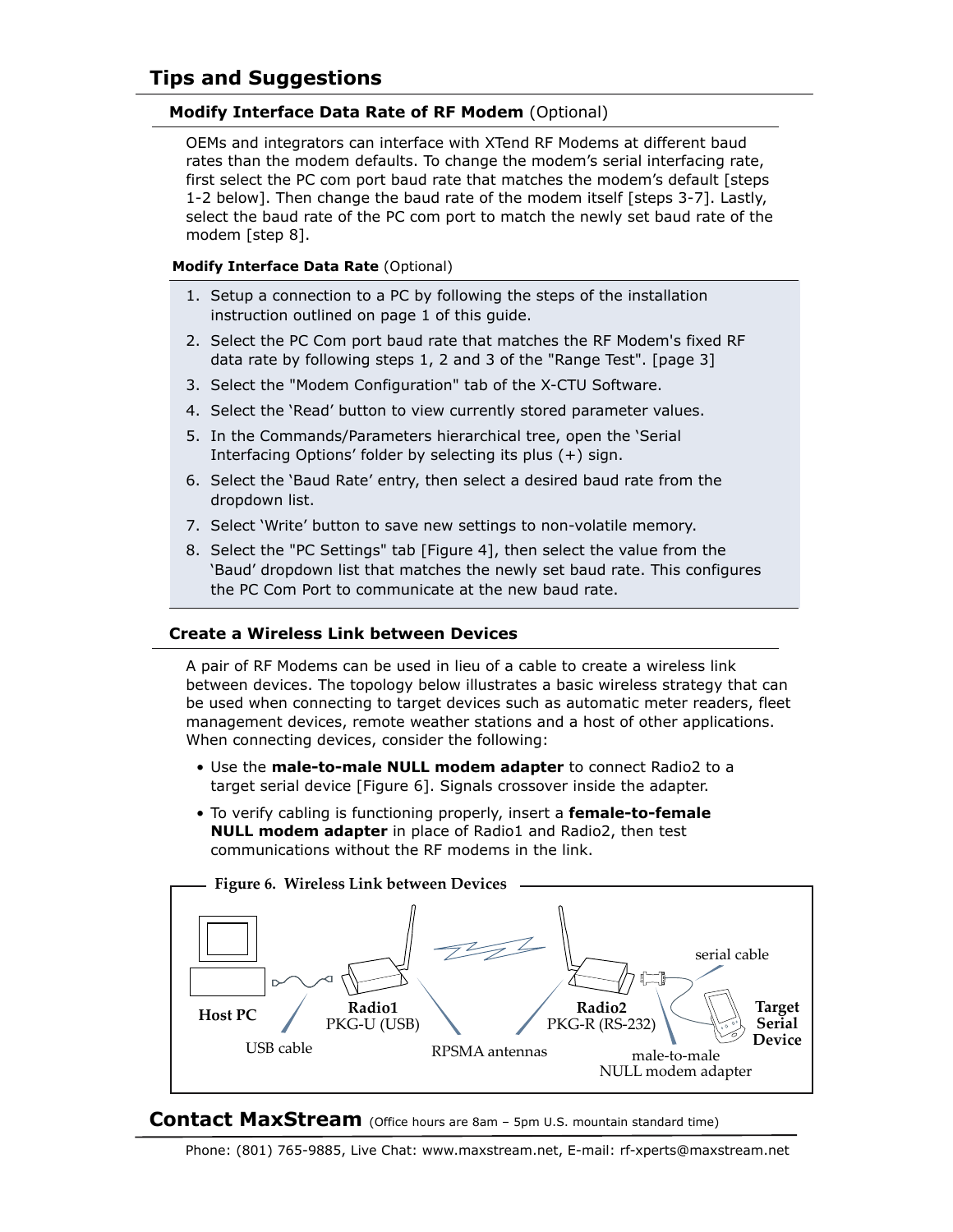## Tips and Suggestions

### Modify Interface Data Rate of RF Modem (Optional)

OEMs and integrators can interface with XTend RF Modems at different baud rates than the modem defaults. To change the modem's serial interfacing rate, first select the PC com port baud rate that matches the modem's default [steps 1-2 below]. Then change the baud rate of the modem itself [steps 3-7]. Lastly, select the baud rate of the PC com port to match the newly set baud rate of the modem [step 8].

**Modify Interface Data Rate** (Optional)

1. Setup a connection to a PC by following the steps of the installation instruction outlined on page 1 of this guide.
2. Select the PC Com port baud rate that matches the RF Modem's fixed RF data rate by following steps 1, 2 and 3 of the "Range Test". [page 3]
3. Select the "Modem Configuration" tab of the X-CTU Software.
4. Select the 'Read' button to view currently stored parameter values.
5. In the Commands/Parameters hierarchical tree, open the 'Serial Interfacing Options' folder by selecting its plus (+) sign.
6. Select the 'Baud Rate' entry, then select a desired baud rate from the dropdown list.
7. Select 'Write' button to save new settings to non-volatile memory.
8. Select the "PC Settings" tab [Figure 4], then select the value from the 'Baud' dropdown list that matches the newly set baud rate. This configures the PC Com Port to communicate at the new baud rate.

### Create a Wireless Link between Devices

A pair of RF Modems can be used in lieu of a cable to create a wireless link between devices. The topology below illustrates a basic wireless strategy that can be used when connecting to target devices such as automatic meter readers, fleet management devices, remote weather stations and a host of other applications. When connecting devices, consider the following:

- Use the **male-to-male NULL modem adapter** to connect Radio2 to a target serial device [Figure 6]. Signals crossover inside the adapter.
- To verify cabling is functioning properly, insert a **female-to-female NULL modem adapter** in place of Radio1 and Radio2, then test communications without the RF modems in the link.

**Figure 6. Wireless Link between Devices**

Host PC
USB cable
Radio1
PKG-U (USB)
RPSMA antennas
Radio2
PKG-R (RS-232)
serial cable
male-to-male
NULL modem adapter
Target Serial Device

## Contact MaxStream (Office hours are 8am – 5pm U.S. mountain standard time)

Phone: (801) 765-9885, Live Chat: www.maxstream.net, E-mail: rf-xperts@maxstream.net